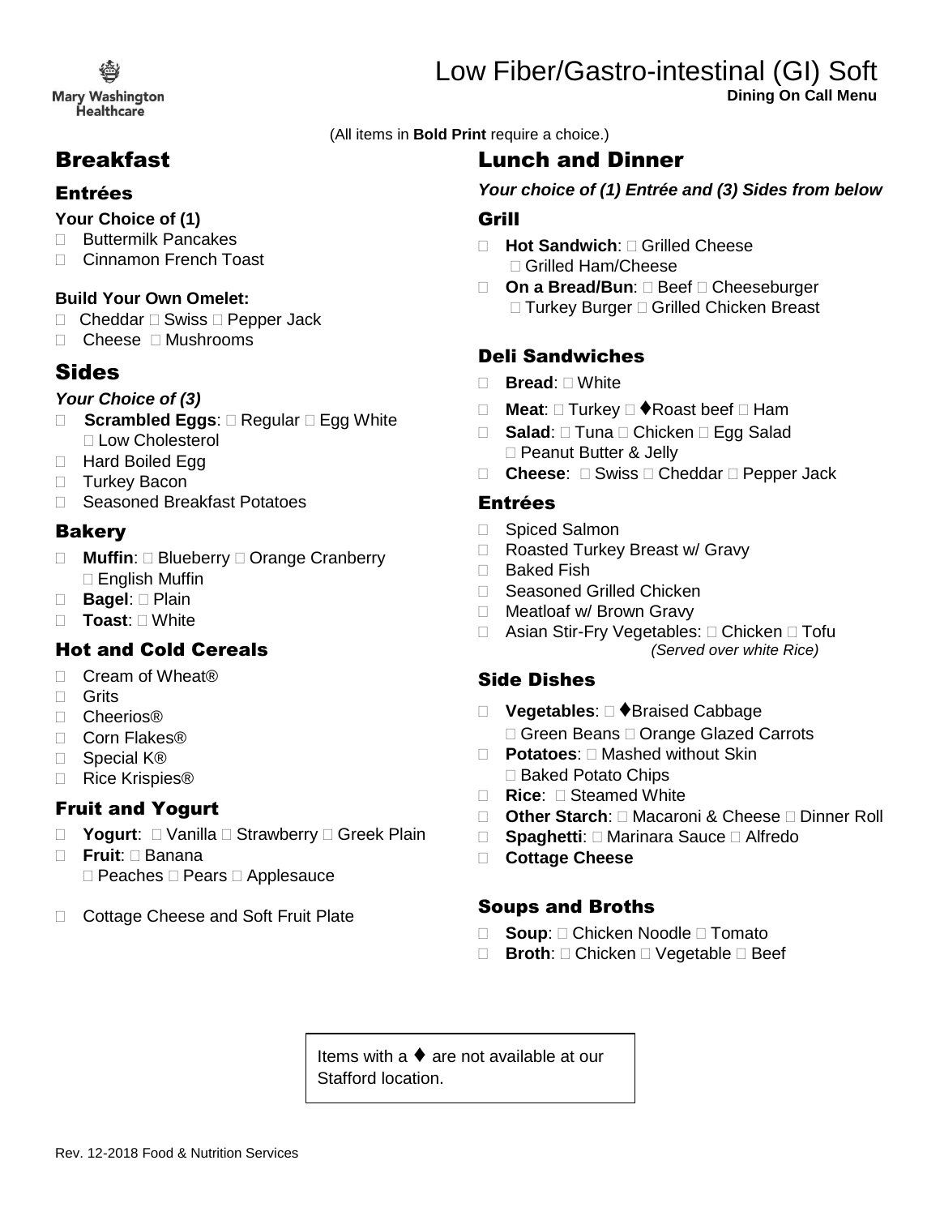Mary Washington Healthcare

# Low Fiber/Gastro-intestinal (GI) Soft

**Dining On Call Menu**

(All items in **Bold Print** require a choice.)

## Breakfast

### Entrées

**Your Choice of (1)**

- Buttermilk Pancakes
- Cinnamon French Toast

**Build Your Own Omelet:**

- Cheddar □ Swiss □ Pepper Jack
- Cheese □ Mushrooms

## Sides

***Your Choice of (3)***

- **Scrambled Eggs**: □ Regular □ Egg White □ Low Cholesterol
- Hard Boiled Egg
- Turkey Bacon
- Seasoned Breakfast Potatoes

### Bakery

- **Muffin**: □ Blueberry □ Orange Cranberry □ English Muffin
- **Bagel**: □ Plain
- **Toast**: □ White

### Hot and Cold Cereals

- Cream of Wheat®
- Grits
- Cheerios®
- Corn Flakes®
- Special K®
- Rice Krispies®

### Fruit and Yogurt

- **Yogurt**: □ Vanilla □ Strawberry □ Greek Plain
- **Fruit**: □ Banana □ Peaches □ Pears □ Applesauce
- Cottage Cheese and Soft Fruit Plate

## Lunch and Dinner

***Your choice of (1) Entrée and (3) Sides from below***

### Grill

- **Hot Sandwich**: □ Grilled Cheese □ Grilled Ham/Cheese
- **On a Bread/Bun**: □ Beef □ Cheeseburger □ Turkey Burger □ Grilled Chicken Breast

### Deli Sandwiches

- **Bread**: □ White
- **Meat**: □ Turkey □ ♦Roast beef □ Ham
- **Salad**: □ Tuna □ Chicken □ Egg Salad □ Peanut Butter & Jelly
- **Cheese**: □ Swiss □ Cheddar □ Pepper Jack

### Entrées

- Spiced Salmon
- Roasted Turkey Breast w/ Gravy
- Baked Fish
- Seasoned Grilled Chicken
- Meatloaf w/ Brown Gravy
- Asian Stir-Fry Vegetables: □ Chicken □ Tofu *(Served over white Rice)*

### Side Dishes

- **Vegetables**: □ ♦Braised Cabbage □ Green Beans □ Orange Glazed Carrots
- **Potatoes**: □ Mashed without Skin □ Baked Potato Chips
- **Rice**: □ Steamed White
- **Other Starch**: □ Macaroni & Cheese □ Dinner Roll
- **Spaghetti**: □ Marinara Sauce □ Alfredo
- **Cottage Cheese**

### Soups and Broths

- **Soup**: □ Chicken Noodle □ Tomato
- **Broth**: □ Chicken □ Vegetable □ Beef

Items with a ♦ are not available at our Stafford location.

Rev. 12-2018 Food & Nutrition Services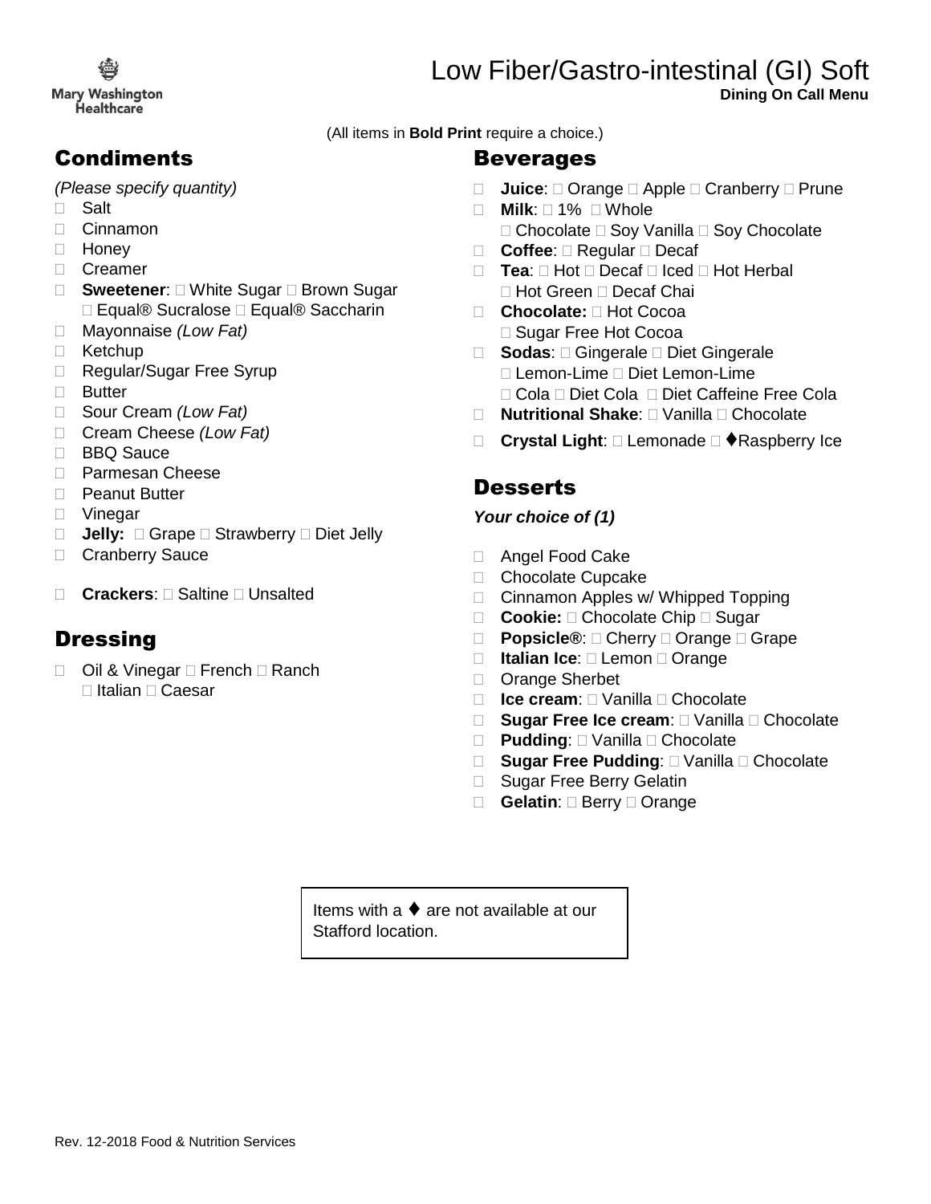Mary Washington Healthcare

# Low Fiber/Gastro-intestinal (GI) Soft

**Dining On Call Menu**

(All items in **Bold Print** require a choice.)

## Condiments

*(Please specify quantity)*

-  Salt
-  Cinnamon
-  Honey
-  Creamer
-  **Sweetener**:  White Sugar  Brown Sugar  Equal® Sucralose  Equal® Saccharin
-  Mayonnaise *(Low Fat)*
-  Ketchup
-  Regular/Sugar Free Syrup
-  Butter
-  Sour Cream *(Low Fat)*
-  Cream Cheese *(Low Fat)*
-  BBQ Sauce
-  Parmesan Cheese
-  Peanut Butter
-  Vinegar
-  **Jelly:**  Grape  Strawberry  Diet Jelly
-  Cranberry Sauce
-  **Crackers**:  Saltine  Unsalted

## Dressing

-  Oil & Vinegar  French  Ranch  Italian  Caesar

## Beverages

-  **Juice**:  Orange  Apple  Cranberry  Prune
-  **Milk**:  1%  Whole  Chocolate  Soy Vanilla  Soy Chocolate
-  **Coffee**:  Regular  Decaf
-  **Tea**:  Hot  Decaf  Iced  Hot Herbal  Hot Green  Decaf Chai
-  **Chocolate:**  Hot Cocoa  Sugar Free Hot Cocoa
-  **Sodas**:  Gingerale  Diet Gingerale  Lemon-Lime  Diet Lemon-Lime  Cola  Diet Cola  Diet Caffeine Free Cola
-  **Nutritional Shake**:  Vanilla  Chocolate
-  **Crystal Light**:  Lemonade  ♦Raspberry Ice

## Desserts

***Your choice of (1)***

-  Angel Food Cake
-  Chocolate Cupcake
-  Cinnamon Apples w/ Whipped Topping
-  **Cookie:**  Chocolate Chip  Sugar
-  **Popsicle®**:  Cherry  Orange  Grape
-  **Italian Ice**:  Lemon  Orange
-  Orange Sherbet
-  **Ice cream**:  Vanilla  Chocolate
-  **Sugar Free Ice cream**:  Vanilla  Chocolate
-  **Pudding**:  Vanilla  Chocolate
-  **Sugar Free Pudding**:  Vanilla  Chocolate
-  Sugar Free Berry Gelatin
-  **Gelatin**:  Berry  Orange

Items with a ♦ are not available at our Stafford location.

Rev. 12-2018 Food & Nutrition Services